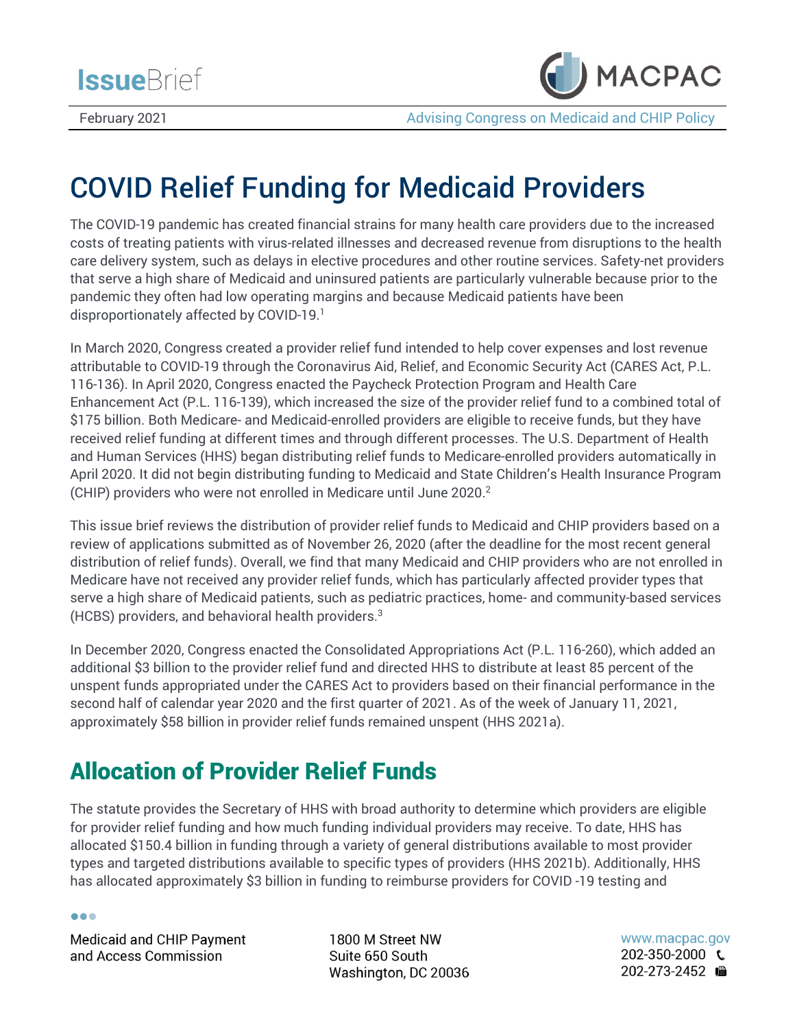IssueBrief

February 2021

Advising Congress on Medicaid and CHIP Policy

# COVID Relief Funding for Medicaid Providers

The COVID-19 pandemic has created financial strains for many health care providers due to the increased costs of treating patients with virus-related illnesses and decreased revenue from disruptions to the health care delivery system, such as delays in elective procedures and other routine services. Safety-net providers that serve a high share of Medicaid and uninsured patients are particularly vulnerable because prior to the pandemic they often had low operating margins and because Medicaid patients have been disproportionately affected by COVID-19.[1]

In March 2020, Congress created a provider relief fund intended to help cover expenses and lost revenue attributable to COVID-19 through the Coronavirus Aid, Relief, and Economic Security Act (CARES Act, P.L. 116-136). In April 2020, Congress enacted the Paycheck Protection Program and Health Care Enhancement Act (P.L. 116-139), which increased the size of the provider relief fund to a combined total of $175 billion. Both Medicare- and Medicaid-enrolled providers are eligible to receive funds, but they have received relief funding at different times and through different processes. The U.S. Department of Health and Human Services (HHS) began distributing relief funds to Medicare-enrolled providers automatically in April 2020. It did not begin distributing funding to Medicaid and State Children's Health Insurance Program (CHIP) providers who were not enrolled in Medicare until June 2020.[2]

This issue brief reviews the distribution of provider relief funds to Medicaid and CHIP providers based on a review of applications submitted as of November 26, 2020 (after the deadline for the most recent general distribution of relief funds). Overall, we find that many Medicaid and CHIP providers who are not enrolled in Medicare have not received any provider relief funds, which has particularly affected provider types that serve a high share of Medicaid patients, such as pediatric practices, home- and community-based services (HCBS) providers, and behavioral health providers.[3]

In December 2020, Congress enacted the Consolidated Appropriations Act (P.L. 116-260), which added an additional $3 billion to the provider relief fund and directed HHS to distribute at least 85 percent of the unspent funds appropriated under the CARES Act to providers based on their financial performance in the second half of calendar year 2020 and the first quarter of 2021. As of the week of January 11, 2021, approximately $58 billion in provider relief funds remained unspent (HHS 2021a).

## Allocation of Provider Relief Funds

The statute provides the Secretary of HHS with broad authority to determine which providers are eligible for provider relief funding and how much funding individual providers may receive. To date, HHS has allocated $150.4 billion in funding through a variety of general distributions available to most provider types and targeted distributions available to specific types of providers (HHS 2021b). Additionally, HHS has allocated approximately $3 billion in funding to reimburse providers for COVID -19 testing and

Medicaid and CHIP Payment and Access Commission

1800 M Street NW
Suite 650 South
Washington, DC 20036

www.macpac.gov
202-350-2000
202-273-2452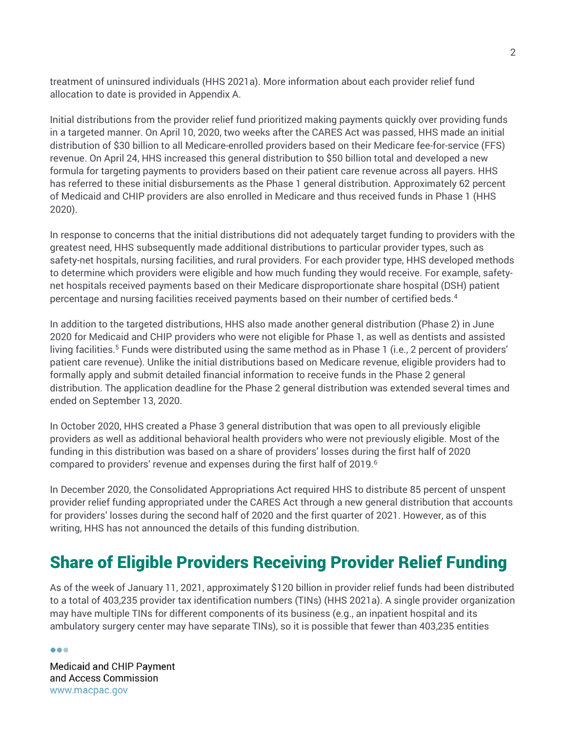treatment of uninsured individuals (HHS 2021a). More information about each provider relief fund allocation to date is provided in Appendix A.

Initial distributions from the provider relief fund prioritized making payments quickly over providing funds in a targeted manner. On April 10, 2020, two weeks after the CARES Act was passed, HHS made an initial distribution of $30 billion to all Medicare-enrolled providers based on their Medicare fee-for-service (FFS) revenue. On April 24, HHS increased this general distribution to $50 billion total and developed a new formula for targeting payments to providers based on their patient care revenue across all payers. HHS has referred to these initial disbursements as the Phase 1 general distribution. Approximately 62 percent of Medicaid and CHIP providers are also enrolled in Medicare and thus received funds in Phase 1 (HHS 2020).

In response to concerns that the initial distributions did not adequately target funding to providers with the greatest need, HHS subsequently made additional distributions to particular provider types, such as safety-net hospitals, nursing facilities, and rural providers. For each provider type, HHS developed methods to determine which providers were eligible and how much funding they would receive. For example, safety-net hospitals received payments based on their Medicare disproportionate share hospital (DSH) patient percentage and nursing facilities received payments based on their number of certified beds.[4]

In addition to the targeted distributions, HHS also made another general distribution (Phase 2) in June 2020 for Medicaid and CHIP providers who were not eligible for Phase 1, as well as dentists and assisted living facilities.[5] Funds were distributed using the same method as in Phase 1 (i.e., 2 percent of providers' patient care revenue). Unlike the initial distributions based on Medicare revenue, eligible providers had to formally apply and submit detailed financial information to receive funds in the Phase 2 general distribution. The application deadline for the Phase 2 general distribution was extended several times and ended on September 13, 2020.

In October 2020, HHS created a Phase 3 general distribution that was open to all previously eligible providers as well as additional behavioral health providers who were not previously eligible. Most of the funding in this distribution was based on a share of providers' losses during the first half of 2020 compared to providers' revenue and expenses during the first half of 2019.[6]

In December 2020, the Consolidated Appropriations Act required HHS to distribute 85 percent of unspent provider relief funding appropriated under the CARES Act through a new general distribution that accounts for providers' losses during the second half of 2020 and the first quarter of 2021. However, as of this writing, HHS has not announced the details of this funding distribution.

## Share of Eligible Providers Receiving Provider Relief Funding

As of the week of January 11, 2021, approximately $120 billion in provider relief funds had been distributed to a total of 403,235 provider tax identification numbers (TINs) (HHS 2021a). A single provider organization may have multiple TINs for different components of its business (e.g., an inpatient hospital and its ambulatory surgery center may have separate TINs), so it is possible that fewer than 403,235 entities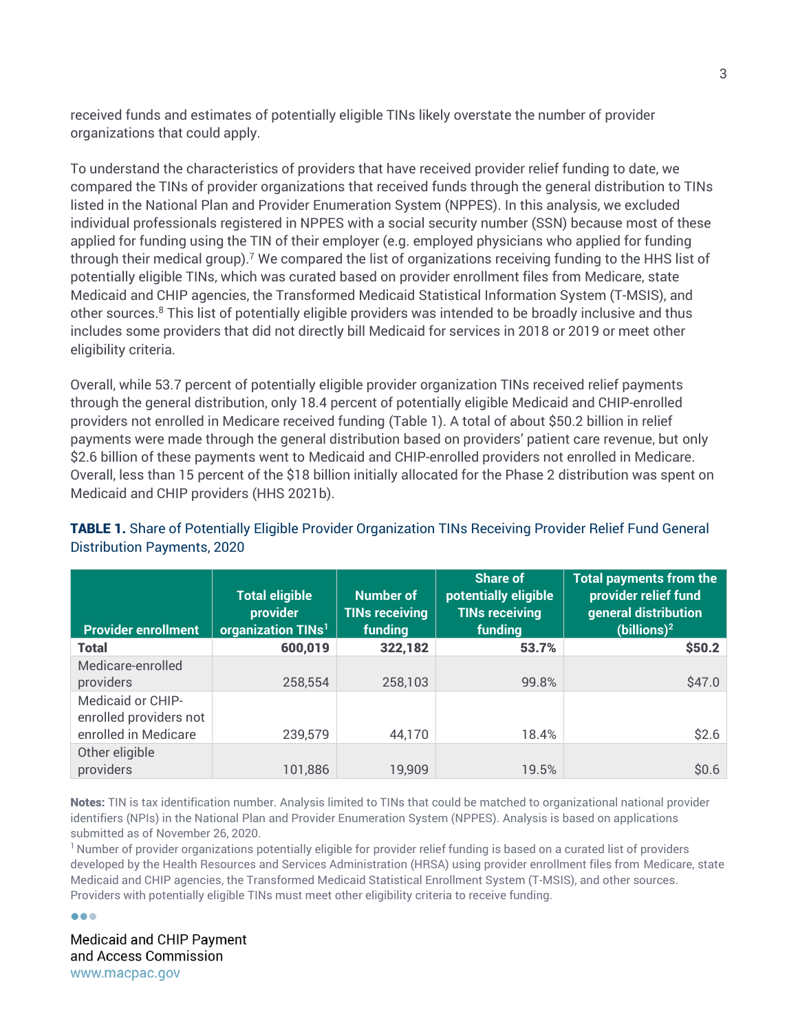received funds and estimates of potentially eligible TINs likely overstate the number of provider organizations that could apply.

To understand the characteristics of providers that have received provider relief funding to date, we compared the TINs of provider organizations that received funds through the general distribution to TINs listed in the National Plan and Provider Enumeration System (NPPES). In this analysis, we excluded individual professionals registered in NPPES with a social security number (SSN) because most of these applied for funding using the TIN of their employer (e.g. employed physicians who applied for funding through their medical group).[7] We compared the list of organizations receiving funding to the HHS list of potentially eligible TINs, which was curated based on provider enrollment files from Medicare, state Medicaid and CHIP agencies, the Transformed Medicaid Statistical Information System (T-MSIS), and other sources.[8] This list of potentially eligible providers was intended to be broadly inclusive and thus includes some providers that did not directly bill Medicaid for services in 2018 or 2019 or meet other eligibility criteria.

Overall, while 53.7 percent of potentially eligible provider organization TINs received relief payments through the general distribution, only 18.4 percent of potentially eligible Medicaid and CHIP-enrolled providers not enrolled in Medicare received funding (Table 1). A total of about $50.2 billion in relief payments were made through the general distribution based on providers' patient care revenue, but only $2.6 billion of these payments went to Medicaid and CHIP-enrolled providers not enrolled in Medicare. Overall, less than 15 percent of the $18 billion initially allocated for the Phase 2 distribution was spent on Medicaid and CHIP providers (HHS 2021b).

**TABLE 1.** Share of Potentially Eligible Provider Organization TINs Receiving Provider Relief Fund General Distribution Payments, 2020

| Provider enrollment | Total eligible provider organization TINs[1] | Number of TINs receiving funding | Share of potentially eligible TINs receiving funding | Total payments from the provider relief fund general distribution (billions)[2] |
|---|---|---|---|---|
| **Total** | **600,019** | **322,182** | **53.7%** | **$50.2** |
| Medicare-enrolled providers | 258,554 | 258,103 | 99.8% | $47.0 |
| Medicaid or CHIP-enrolled providers not enrolled in Medicare | 239,579 | 44,170 | 18.4% | $2.6 |
| Other eligible providers | 101,886 | 19,909 | 19.5% | $0.6 |

**Notes:** TIN is tax identification number. Analysis limited to TINs that could be matched to organizational national provider identifiers (NPIs) in the National Plan and Provider Enumeration System (NPPES). Analysis is based on applications submitted as of November 26, 2020.

[1] Number of provider organizations potentially eligible for provider relief funding is based on a curated list of providers developed by the Health Resources and Services Administration (HRSA) using provider enrollment files from Medicare, state Medicaid and CHIP agencies, the Transformed Medicaid Statistical Enrollment System (T-MSIS), and other sources. Providers with potentially eligible TINs must meet other eligibility criteria to receive funding.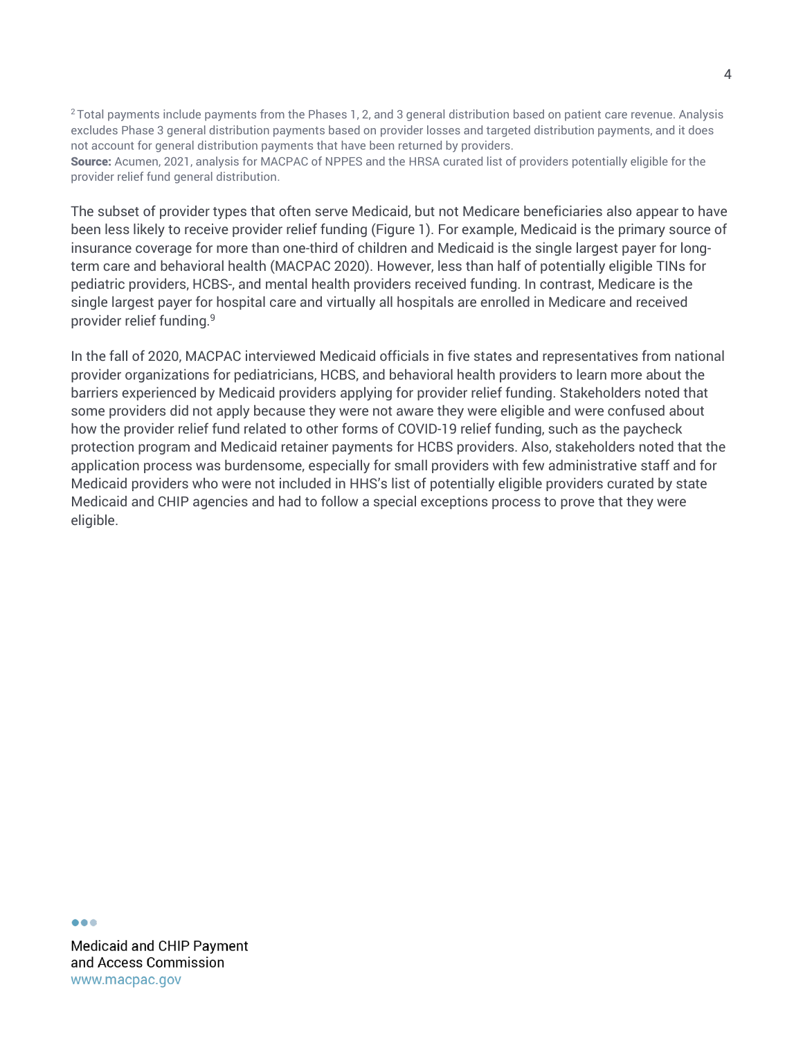[2] Total payments include payments from the Phases 1, 2, and 3 general distribution based on patient care revenue. Analysis excludes Phase 3 general distribution payments based on provider losses and targeted distribution payments, and it does not account for general distribution payments that have been returned by providers.

**Source:** Acumen, 2021, analysis for MACPAC of NPPES and the HRSA curated list of providers potentially eligible for the provider relief fund general distribution.

The subset of provider types that often serve Medicaid, but not Medicare beneficiaries also appear to have been less likely to receive provider relief funding (Figure 1). For example, Medicaid is the primary source of insurance coverage for more than one-third of children and Medicaid is the single largest payer for long-term care and behavioral health (MACPAC 2020). However, less than half of potentially eligible TINs for pediatric providers, HCBS-, and mental health providers received funding. In contrast, Medicare is the single largest payer for hospital care and virtually all hospitals are enrolled in Medicare and received provider relief funding.[9]

In the fall of 2020, MACPAC interviewed Medicaid officials in five states and representatives from national provider organizations for pediatricians, HCBS, and behavioral health providers to learn more about the barriers experienced by Medicaid providers applying for provider relief funding. Stakeholders noted that some providers did not apply because they were not aware they were eligible and were confused about how the provider relief fund related to other forms of COVID-19 relief funding, such as the paycheck protection program and Medicaid retainer payments for HCBS providers. Also, stakeholders noted that the application process was burdensome, especially for small providers with few administrative staff and for Medicaid providers who were not included in HHS's list of potentially eligible providers curated by state Medicaid and CHIP agencies and had to follow a special exceptions process to prove that they were eligible.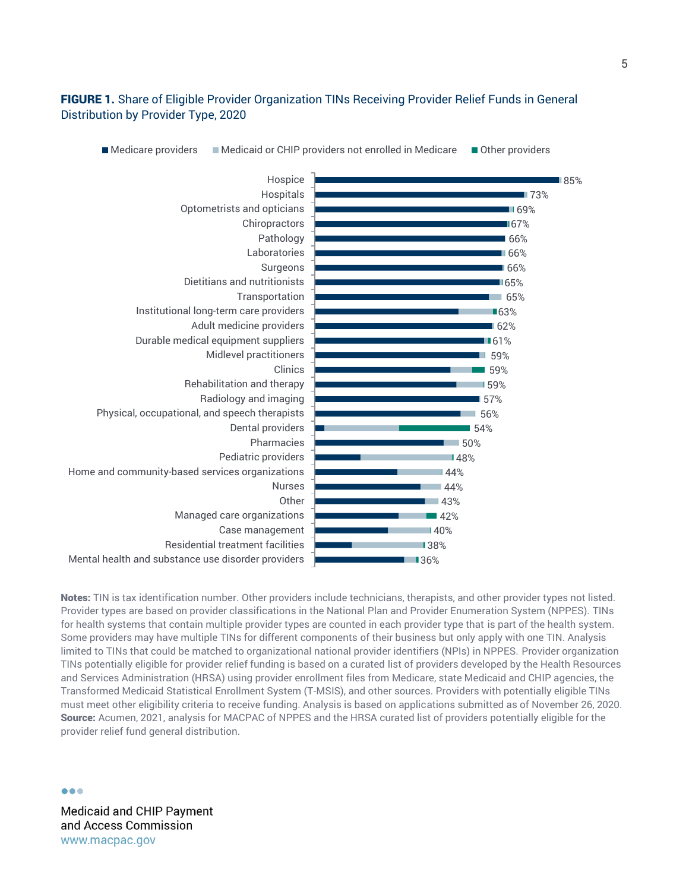**FIGURE 1.** Share of Eligible Provider Organization TINs Receiving Provider Relief Funds in General Distribution by Provider Type, 2020

Medicare providers
Medicaid or CHIP providers not enrolled in Medicare
Other providers

Hospice 85%
Hospitals 73%
Optometrists and opticians 69%
Chiropractors 67%
Pathology 66%
Laboratories 66%
Surgeons 66%
Dietitians and nutritionists 65%
Transportation 65%
Institutional long-term care providers 63%
Adult medicine providers 62%
Durable medical equipment suppliers 61%
Midlevel practitioners 59%
Clinics 59%
Rehabilitation and therapy 59%
Radiology and imaging 57%
Physical, occupational, and speech therapists 56%
Dental providers 54%
Pharmacies 50%
Pediatric providers 48%
Home and community-based services organizations 44%
Nurses 44%
Other 43%
Managed care organizations 42%
Case management 40%
Residential treatment facilities 38%
Mental health and substance use disorder providers 36%

**Notes:** TIN is tax identification number. Other providers include technicians, therapists, and other provider types not listed. Provider types are based on provider classifications in the National Plan and Provider Enumeration System (NPPES). TINs for health systems that contain multiple provider types are counted in each provider type that is part of the health system. Some providers may have multiple TINs for different components of their business but only apply with one TIN. Analysis limited to TINs that could be matched to organizational national provider identifiers (NPIs) in NPPES. Provider organization TINs potentially eligible for provider relief funding is based on a curated list of providers developed by the Health Resources and Services Administration (HRSA) using provider enrollment files from Medicare, state Medicaid and CHIP agencies, the Transformed Medicaid Statistical Enrollment System (T-MSIS), and other sources. Providers with potentially eligible TINs must meet other eligibility criteria to receive funding. Analysis is based on applications submitted as of November 26, 2020.
**Source:** Acumen, 2021, analysis for MACPAC of NPPES and the HRSA curated list of providers potentially eligible for the provider relief fund general distribution.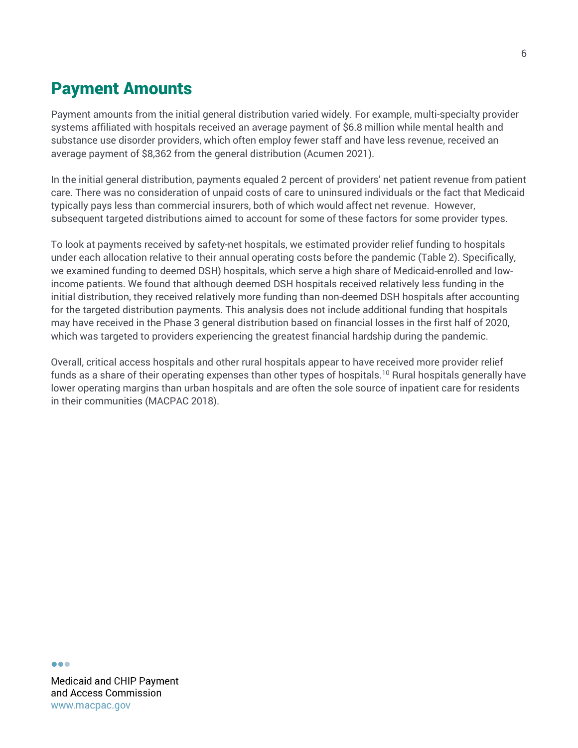## Payment Amounts

Payment amounts from the initial general distribution varied widely. For example, multi-specialty provider systems affiliated with hospitals received an average payment of $6.8 million while mental health and substance use disorder providers, which often employ fewer staff and have less revenue, received an average payment of $8,362 from the general distribution (Acumen 2021).

In the initial general distribution, payments equaled 2 percent of providers' net patient revenue from patient care. There was no consideration of unpaid costs of care to uninsured individuals or the fact that Medicaid typically pays less than commercial insurers, both of which would affect net revenue. However, subsequent targeted distributions aimed to account for some of these factors for some provider types.

To look at payments received by safety-net hospitals, we estimated provider relief funding to hospitals under each allocation relative to their annual operating costs before the pandemic (Table 2). Specifically, we examined funding to deemed DSH) hospitals, which serve a high share of Medicaid-enrolled and low-income patients. We found that although deemed DSH hospitals received relatively less funding in the initial distribution, they received relatively more funding than non-deemed DSH hospitals after accounting for the targeted distribution payments. This analysis does not include additional funding that hospitals may have received in the Phase 3 general distribution based on financial losses in the first half of 2020, which was targeted to providers experiencing the greatest financial hardship during the pandemic.

Overall, critical access hospitals and other rural hospitals appear to have received more provider relief funds as a share of their operating expenses than other types of hospitals.[10] Rural hospitals generally have lower operating margins than urban hospitals and are often the sole source of inpatient care for residents in their communities (MACPAC 2018).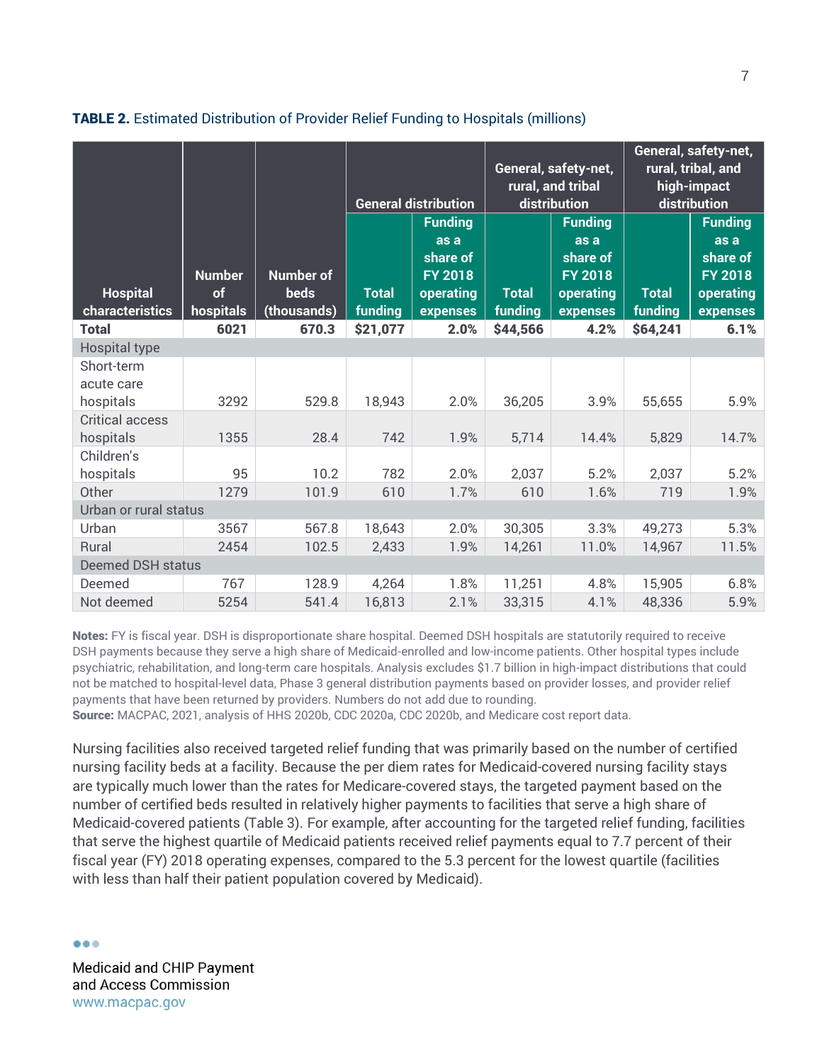**TABLE 2.** Estimated Distribution of Provider Relief Funding to Hospitals (millions)

| Hospital characteristics | Number of hospitals | Number of beds (thousands) | General distribution | | General, safety-net, rural, and tribal distribution | | General, safety-net, rural, tribal, and high-impact distribution | |
|---|---|---|---|---|---|---|---|---|
| | | | Total funding | Funding as a share of FY 2018 operating expenses | Total funding | Funding as a share of FY 2018 operating expenses | Total funding | Funding as a share of FY 2018 operating expenses |
| **Total** | **6021** | **670.3** | **$21,077** | **2.0%** | **$44,566** | **4.2%** | **$64,241** | **6.1%** |
| Hospital type | | | | | | | | |
| Short-term acute care hospitals | 3292 | 529.8 | 18,943 | 2.0% | 36,205 | 3.9% | 55,655 | 5.9% |
| Critical access hospitals | 1355 | 28.4 | 742 | 1.9% | 5,714 | 14.4% | 5,829 | 14.7% |
| Children's hospitals | 95 | 10.2 | 782 | 2.0% | 2,037 | 5.2% | 2,037 | 5.2% |
| Other | 1279 | 101.9 | 610 | 1.7% | 610 | 1.6% | 719 | 1.9% |
| Urban or rural status | | | | | | | | |
| Urban | 3567 | 567.8 | 18,643 | 2.0% | 30,305 | 3.3% | 49,273 | 5.3% |
| Rural | 2454 | 102.5 | 2,433 | 1.9% | 14,261 | 11.0% | 14,967 | 11.5% |
| Deemed DSH status | | | | | | | | |
| Deemed | 767 | 128.9 | 4,264 | 1.8% | 11,251 | 4.8% | 15,905 | 6.8% |
| Not deemed | 5254 | 541.4 | 16,813 | 2.1% | 33,315 | 4.1% | 48,336 | 5.9% |

**Notes:** FY is fiscal year. DSH is disproportionate share hospital. Deemed DSH hospitals are statutorily required to receive DSH payments because they serve a high share of Medicaid-enrolled and low-income patients. Other hospital types include psychiatric, rehabilitation, and long-term care hospitals. Analysis excludes $1.7 billion in high-impact distributions that could not be matched to hospital-level data, Phase 3 general distribution payments based on provider losses, and provider relief payments that have been returned by providers. Numbers do not add due to rounding.
**Source:** MACPAC, 2021, analysis of HHS 2020b, CDC 2020a, CDC 2020b, and Medicare cost report data.

Nursing facilities also received targeted relief funding that was primarily based on the number of certified nursing facility beds at a facility. Because the per diem rates for Medicaid-covered nursing facility stays are typically much lower than the rates for Medicare-covered stays, the targeted payment based on the number of certified beds resulted in relatively higher payments to facilities that serve a high share of Medicaid-covered patients (Table 3). For example, after accounting for the targeted relief funding, facilities that serve the highest quartile of Medicaid patients received relief payments equal to 7.7 percent of their fiscal year (FY) 2018 operating expenses, compared to the 5.3 percent for the lowest quartile (facilities with less than half their patient population covered by Medicaid).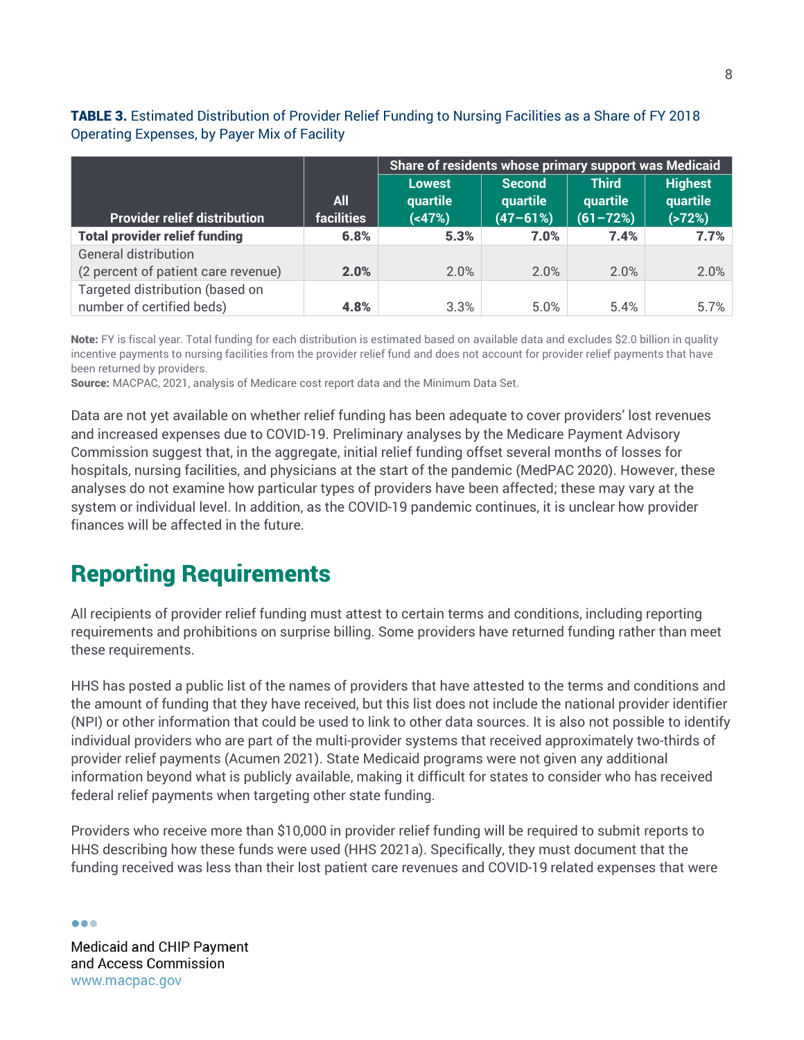**TABLE 3.** Estimated Distribution of Provider Relief Funding to Nursing Facilities as a Share of FY 2018 Operating Expenses, by Payer Mix of Facility

| Provider relief distribution | All facilities | Share of residents whose primary support was Medicaid | | | |
|---|---|---|---|---|---|
| | | Lowest quartile (<47%) | Second quartile (47–61%) | Third quartile (61–72%) | Highest quartile (>72%) |
| **Total provider relief funding** | **6.8%** | **5.3%** | **7.0%** | **7.4%** | **7.7%** |
| General distribution (2 percent of patient care revenue) | **2.0%** | 2.0% | 2.0% | 2.0% | 2.0% |
| Targeted distribution (based on number of certified beds) | **4.8%** | 3.3% | 5.0% | 5.4% | 5.7% |

**Note:** FY is fiscal year. Total funding for each distribution is estimated based on available data and excludes $2.0 billion in quality incentive payments to nursing facilities from the provider relief fund and does not account for provider relief payments that have been returned by providers.
**Source:** MACPAC, 2021, analysis of Medicare cost report data and the Minimum Data Set.

Data are not yet available on whether relief funding has been adequate to cover providers' lost revenues and increased expenses due to COVID-19. Preliminary analyses by the Medicare Payment Advisory Commission suggest that, in the aggregate, initial relief funding offset several months of losses for hospitals, nursing facilities, and physicians at the start of the pandemic (MedPAC 2020). However, these analyses do not examine how particular types of providers have been affected; these may vary at the system or individual level. In addition, as the COVID-19 pandemic continues, it is unclear how provider finances will be affected in the future.

## Reporting Requirements

All recipients of provider relief funding must attest to certain terms and conditions, including reporting requirements and prohibitions on surprise billing. Some providers have returned funding rather than meet these requirements.

HHS has posted a public list of the names of providers that have attested to the terms and conditions and the amount of funding that they have received, but this list does not include the national provider identifier (NPI) or other information that could be used to link to other data sources. It is also not possible to identify individual providers who are part of the multi-provider systems that received approximately two-thirds of provider relief payments (Acumen 2021). State Medicaid programs were not given any additional information beyond what is publicly available, making it difficult for states to consider who has received federal relief payments when targeting other state funding.

Providers who receive more than $10,000 in provider relief funding will be required to submit reports to HHS describing how these funds were used (HHS 2021a). Specifically, they must document that the funding received was less than their lost patient care revenues and COVID-19 related expenses that were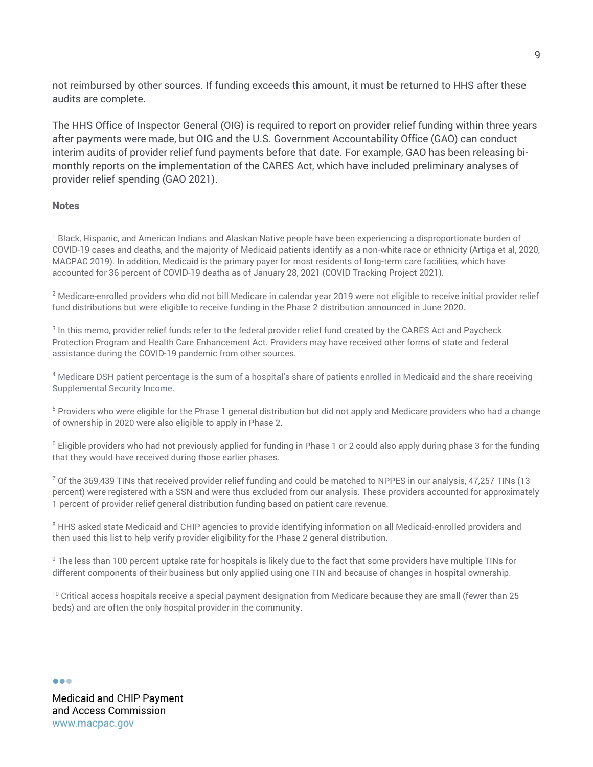not reimbursed by other sources. If funding exceeds this amount, it must be returned to HHS after these audits are complete.

The HHS Office of Inspector General (OIG) is required to report on provider relief funding within three years after payments were made, but OIG and the U.S. Government Accountability Office (GAO) can conduct interim audits of provider relief fund payments before that date. For example, GAO has been releasing bi-monthly reports on the implementation of the CARES Act, which have included preliminary analyses of provider relief spending (GAO 2021).

### Notes

[1] Black, Hispanic, and American Indians and Alaskan Native people have been experiencing a disproportionate burden of COVID-19 cases and deaths, and the majority of Medicaid patients identify as a non-white race or ethnicity (Artiga et al, 2020, MACPAC 2019). In addition, Medicaid is the primary payer for most residents of long-term care facilities, which have accounted for 36 percent of COVID-19 deaths as of January 28, 2021 (COVID Tracking Project 2021).

[2] Medicare-enrolled providers who did not bill Medicare in calendar year 2019 were not eligible to receive initial provider relief fund distributions but were eligible to receive funding in the Phase 2 distribution announced in June 2020.

[3] In this memo, provider relief funds refer to the federal provider relief fund created by the CARES Act and Paycheck Protection Program and Health Care Enhancement Act. Providers may have received other forms of state and federal assistance during the COVID-19 pandemic from other sources.

[4] Medicare DSH patient percentage is the sum of a hospital's share of patients enrolled in Medicaid and the share receiving Supplemental Security Income.

[5] Providers who were eligible for the Phase 1 general distribution but did not apply and Medicare providers who had a change of ownership in 2020 were also eligible to apply in Phase 2.

[6] Eligible providers who had not previously applied for funding in Phase 1 or 2 could also apply during phase 3 for the funding that they would have received during those earlier phases.

[7] Of the 369,439 TINs that received provider relief funding and could be matched to NPPES in our analysis, 47,257 TINs (13 percent) were registered with a SSN and were thus excluded from our analysis. These providers accounted for approximately 1 percent of provider relief general distribution funding based on patient care revenue.

[8] HHS asked state Medicaid and CHIP agencies to provide identifying information on all Medicaid-enrolled providers and then used this list to help verify provider eligibility for the Phase 2 general distribution.

[9] The less than 100 percent uptake rate for hospitals is likely due to the fact that some providers have multiple TINs for different components of their business but only applied using one TIN and because of changes in hospital ownership.

[10] Critical access hospitals receive a special payment designation from Medicare because they are small (fewer than 25 beds) and are often the only hospital provider in the community.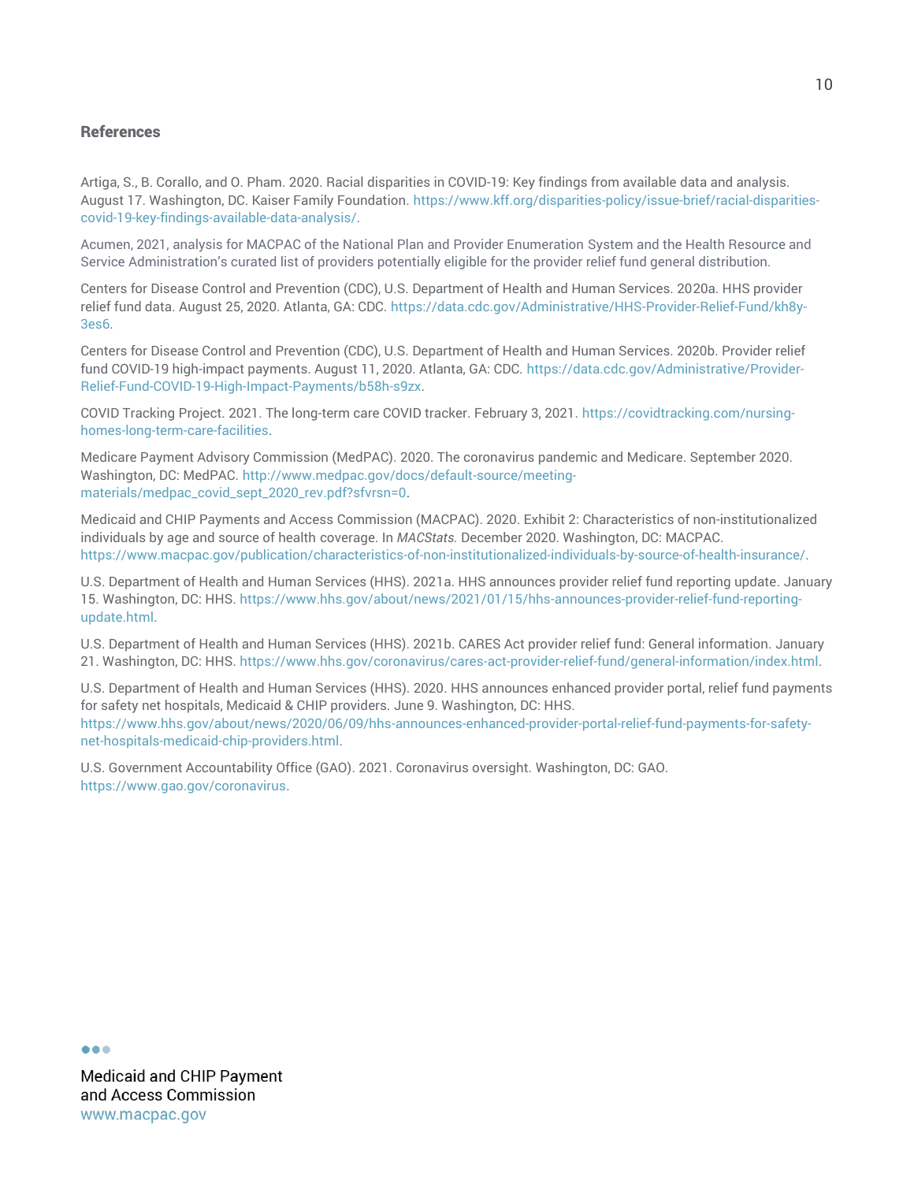### References

Artiga, S., B. Corallo, and O. Pham. 2020. Racial disparities in COVID-19: Key findings from available data and analysis. August 17. Washington, DC. Kaiser Family Foundation. https://www.kff.org/disparities-policy/issue-brief/racial-disparities-covid-19-key-findings-available-data-analysis/.

Acumen, 2021, analysis for MACPAC of the National Plan and Provider Enumeration System and the Health Resource and Service Administration's curated list of providers potentially eligible for the provider relief fund general distribution.

Centers for Disease Control and Prevention (CDC), U.S. Department of Health and Human Services. 2020a. HHS provider relief fund data. August 25, 2020. Atlanta, GA: CDC. https://data.cdc.gov/Administrative/HHS-Provider-Relief-Fund/kh8y-3es6.

Centers for Disease Control and Prevention (CDC), U.S. Department of Health and Human Services. 2020b. Provider relief fund COVID-19 high-impact payments. August 11, 2020. Atlanta, GA: CDC. https://data.cdc.gov/Administrative/Provider-Relief-Fund-COVID-19-High-Impact-Payments/b58h-s9zx.

COVID Tracking Project. 2021. The long-term care COVID tracker. February 3, 2021. https://covidtracking.com/nursing-homes-long-term-care-facilities.

Medicare Payment Advisory Commission (MedPAC). 2020. The coronavirus pandemic and Medicare. September 2020. Washington, DC: MedPAC. http://www.medpac.gov/docs/default-source/meeting-materials/medpac_covid_sept_2020_rev.pdf?sfvrsn=0.

Medicaid and CHIP Payments and Access Commission (MACPAC). 2020. Exhibit 2: Characteristics of non-institutionalized individuals by age and source of health coverage. In *MACStats*. December 2020. Washington, DC: MACPAC. https://www.macpac.gov/publication/characteristics-of-non-institutionalized-individuals-by-source-of-health-insurance/.

U.S. Department of Health and Human Services (HHS). 2021a. HHS announces provider relief fund reporting update. January 15. Washington, DC: HHS. https://www.hhs.gov/about/news/2021/01/15/hhs-announces-provider-relief-fund-reporting-update.html.

U.S. Department of Health and Human Services (HHS). 2021b. CARES Act provider relief fund: General information. January 21. Washington, DC: HHS. https://www.hhs.gov/coronavirus/cares-act-provider-relief-fund/general-information/index.html.

U.S. Department of Health and Human Services (HHS). 2020. HHS announces enhanced provider portal, relief fund payments for safety net hospitals, Medicaid & CHIP providers. June 9. Washington, DC: HHS. https://www.hhs.gov/about/news/2020/06/09/hhs-announces-enhanced-provider-portal-relief-fund-payments-for-safety-net-hospitals-medicaid-chip-providers.html.

U.S. Government Accountability Office (GAO). 2021. Coronavirus oversight. Washington, DC: GAO. https://www.gao.gov/coronavirus.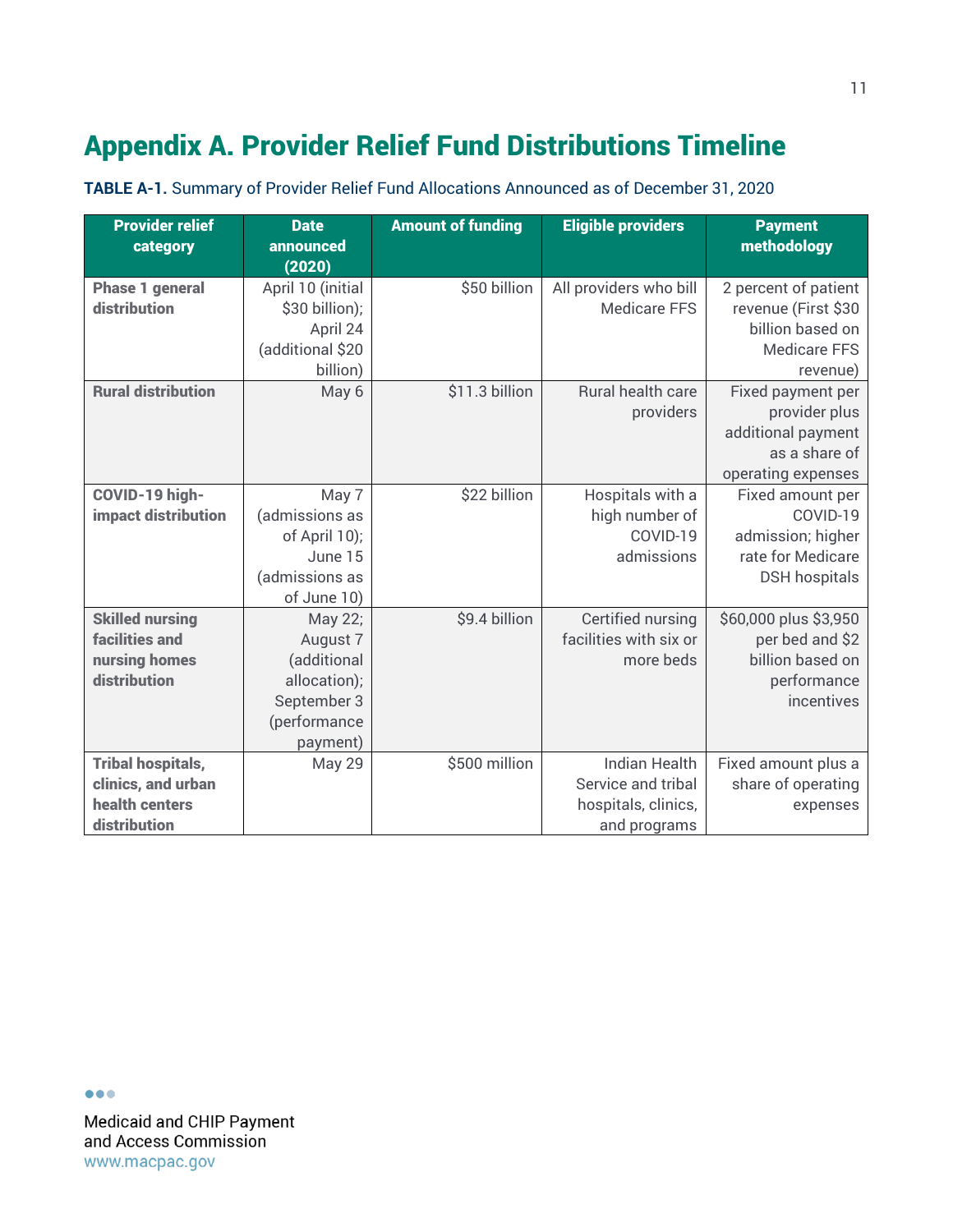# Appendix A. Provider Relief Fund Distributions Timeline

**TABLE A-1.** Summary of Provider Relief Fund Allocations Announced as of December 31, 2020

| Provider relief category | Date announced (2020) | Amount of funding | Eligible providers | Payment methodology |
|---|---|---|---|---|
| **Phase 1 general distribution** | April 10 (initial $30 billion); April 24 (additional $20 billion) | $50 billion | All providers who bill Medicare FFS | 2 percent of patient revenue (First $30 billion based on Medicare FFS revenue) |
| **Rural distribution** | May 6 | $11.3 billion | Rural health care providers | Fixed payment per provider plus additional payment as a share of operating expenses |
| **COVID-19 high-impact distribution** | May 7 (admissions as of April 10); June 15 (admissions as of June 10) | $22 billion | Hospitals with a high number of COVID-19 admissions | Fixed amount per COVID-19 admission; higher rate for Medicare DSH hospitals |
| **Skilled nursing facilities and nursing homes distribution** | May 22; August 7 (additional allocation); September 3 (performance payment) | $9.4 billion | Certified nursing facilities with six or more beds | $60,000 plus $3,950 per bed and $2 billion based on performance incentives |
| **Tribal hospitals, clinics, and urban health centers distribution** | May 29 | $500 million | Indian Health Service and tribal hospitals, clinics, and programs | Fixed amount plus a share of operating expenses |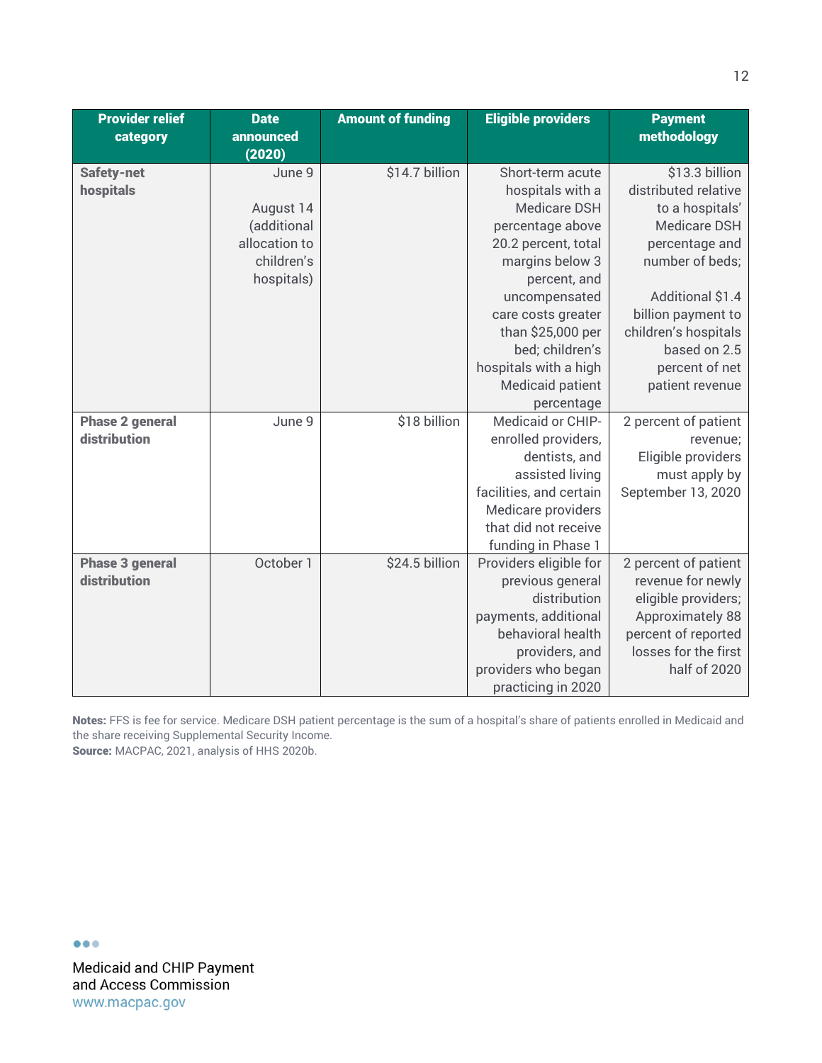| Provider relief category | Date announced (2020) | Amount of funding | Eligible providers | Payment methodology |
|---|---|---|---|---|
| **Safety-net hospitals** | June 9<br><br>August 14 (additional allocation to children's hospitals) | $14.7 billion | Short-term acute hospitals with a Medicare DSH percentage above 20.2 percent, total margins below 3 percent, and uncompensated care costs greater than $25,000 per bed; children's hospitals with a high Medicaid patient percentage | $13.3 billion distributed relative to a hospitals' Medicare DSH percentage and number of beds;<br><br>Additional $1.4 billion payment to children's hospitals based on 2.5 percent of net patient revenue |
| **Phase 2 general distribution** | June 9 | $18 billion | Medicaid or CHIP-enrolled providers, dentists, and assisted living facilities, and certain Medicare providers that did not receive funding in Phase 1 | 2 percent of patient revenue; Eligible providers must apply by September 13, 2020 |
| **Phase 3 general distribution** | October 1 | $24.5 billion | Providers eligible for previous general distribution payments, additional behavioral health providers, and providers who began practicing in 2020 | 2 percent of patient revenue for newly eligible providers; Approximately 88 percent of reported losses for the first half of 2020 |

**Notes:** FFS is fee for service. Medicare DSH patient percentage is the sum of a hospital's share of patients enrolled in Medicaid and the share receiving Supplemental Security Income.
**Source:** MACPAC, 2021, analysis of HHS 2020b.